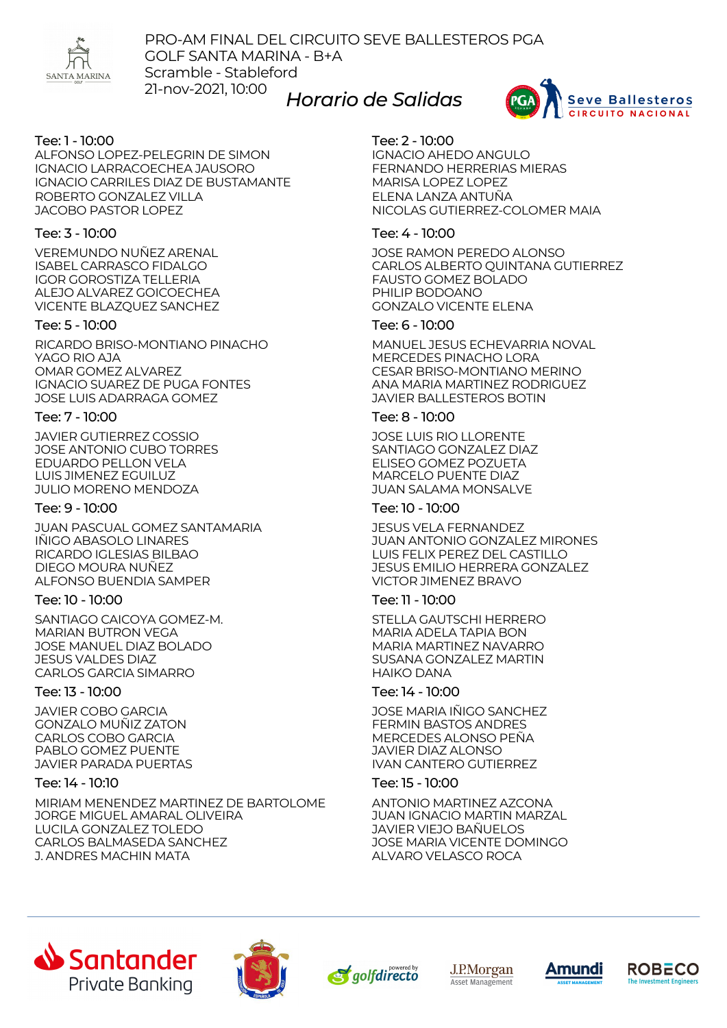PRO-AM FINAL DEL CIRCUITO SEVE BALLESTEROS PGA
GOLF SANTA MARINA - B+A
Scramble - Stableford
21-nov-2021, 10:00

# *Horario de Salidas*

**Tee: 1 - 10:00**
ALFONSO LOPEZ-PELEGRIN DE SIMON
IGNACIO LARRACOECHEA JAUSORO
IGNACIO CARRILES DIAZ DE BUSTAMANTE
ROBERTO GONZALEZ VILLA
JACOBO PASTOR LOPEZ

**Tee: 2 - 10:00**
IGNACIO AHEDO ANGULO
FERNANDO HERRERIAS MIERAS
MARISA LOPEZ LOPEZ
ELENA LANZA ANTUÑA
NICOLAS GUTIERREZ-COLOMER MAIA

**Tee: 3 - 10:00**
VEREMUNDO NUÑEZ ARENAL
ISABEL CARRASCO FIDALGO
IGOR GOROSTIZA TELLERIA
ALEJO ALVAREZ GOICOECHEA
VICENTE BLAZQUEZ SANCHEZ

**Tee: 4 - 10:00**
JOSE RAMON PEREDO ALONSO
CARLOS ALBERTO QUINTANA GUTIERREZ
FAUSTO GOMEZ BOLADO
PHILIP BODOANO
GONZALO VICENTE ELENA

**Tee: 5 - 10:00**
RICARDO BRISO-MONTIANO PINACHO
YAGO RIO AJA
OMAR GOMEZ ALVAREZ
IGNACIO SUAREZ DE PUGA FONTES
JOSE LUIS ADARRAGA GOMEZ

**Tee: 6 - 10:00**
MANUEL JESUS ECHEVARRIA NOVAL
MERCEDES PINACHO LORA
CESAR BRISO-MONTIANO MERINO
ANA MARIA MARTINEZ RODRIGUEZ
JAVIER BALLESTEROS BOTIN

**Tee: 7 - 10:00**
JAVIER GUTIERREZ COSSIO
JOSE ANTONIO CUBO TORRES
EDUARDO PELLON VELA
LUIS JIMENEZ EGUILUZ
JULIO MORENO MENDOZA

**Tee: 8 - 10:00**
JOSE LUIS RIO LLORENTE
SANTIAGO GONZALEZ DIAZ
ELISEO GOMEZ POZUETA
MARCELO PUENTE DIAZ
JUAN SALAMA MONSALVE

**Tee: 9 - 10:00**
JUAN PASCUAL GOMEZ SANTAMARIA
IÑIGO ABASOLO LINARES
RICARDO IGLESIAS BILBAO
DIEGO MOURA NUÑEZ
ALFONSO BUENDIA SAMPER

**Tee: 10 - 10:00**
JESUS VELA FERNANDEZ
JUAN ANTONIO GONZALEZ MIRONES
LUIS FELIX PEREZ DEL CASTILLO
JESUS EMILIO HERRERA GONZALEZ
VICTOR JIMENEZ BRAVO

**Tee: 10 - 10:00**
SANTIAGO CAICOYA GOMEZ-M.
MARIAN BUTRON VEGA
JOSE MANUEL DIAZ BOLADO
JESUS VALDES DIAZ
CARLOS GARCIA SIMARRO

**Tee: 11 - 10:00**
STELLA GAUTSCHI HERRERO
MARIA ADELA TAPIA BON
MARIA MARTINEZ NAVARRO
SUSANA GONZALEZ MARTIN
HAIKO DANA

**Tee: 13 - 10:00**
JAVIER COBO GARCIA
GONZALO MUÑIZ ZATON
CARLOS COBO GARCIA
PABLO GOMEZ PUENTE
JAVIER PARADA PUERTAS

**Tee: 14 - 10:00**
JOSE MARIA IÑIGO SANCHEZ
FERMIN BASTOS ANDRES
MERCEDES ALONSO PEÑA
JAVIER DIAZ ALONSO
IVAN CANTERO GUTIERREZ

**Tee: 14 - 10:10**
MIRIAM MENENDEZ MARTINEZ DE BARTOLOME
JORGE MIGUEL AMARAL OLIVEIRA
LUCILA GONZALEZ TOLEDO
CARLOS BALMASEDA SANCHEZ
J. ANDRES MACHIN MATA

**Tee: 15 - 10:00**
ANTONIO MARTINEZ AZCONA
JUAN IGNACIO MARTIN MARZAL
JAVIER VIEJO BAÑUELOS
JOSE MARIA VICENTE DOMINGO
ALVARO VELASCO ROCA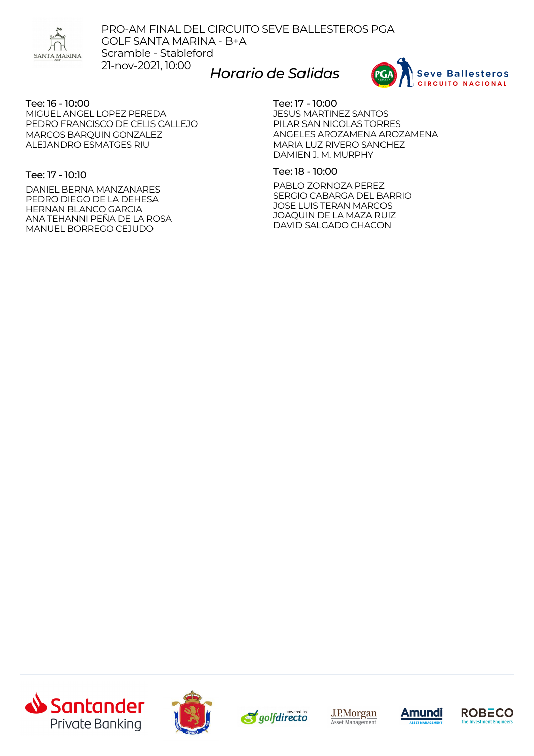PRO-AM FINAL DEL CIRCUITO SEVE BALLESTEROS PGA
GOLF SANTA MARINA - B+A
Scramble - Stableford
21-nov-2021, 10:00

## *Horario de Salidas*

**Tee: 16 - 10:00**
MIGUEL ANGEL LOPEZ PEREDA
PEDRO FRANCISCO DE CELIS CALLEJO
MARCOS BARQUIN GONZALEZ
ALEJANDRO ESMATGES RIU

**Tee: 17 - 10:10**
DANIEL BERNA MANZANARES
PEDRO DIEGO DE LA DEHESA
HERNAN BLANCO GARCIA
ANA TEHANNI PEÑA DE LA ROSA
MANUEL BORREGO CEJUDO

**Tee: 17 - 10:00**
JESUS MARTINEZ SANTOS
PILAR SAN NICOLAS TORRES
ANGELES AROZAMENA AROZAMENA
MARIA LUZ RIVERO SANCHEZ
DAMIEN J. M. MURPHY

**Tee: 18 - 10:00**
PABLO ZORNOZA PEREZ
SERGIO CABARGA DEL BARRIO
JOSE LUIS TERAN MARCOS
JOAQUIN DE LA MAZA RUIZ
DAVID SALGADO CHACON